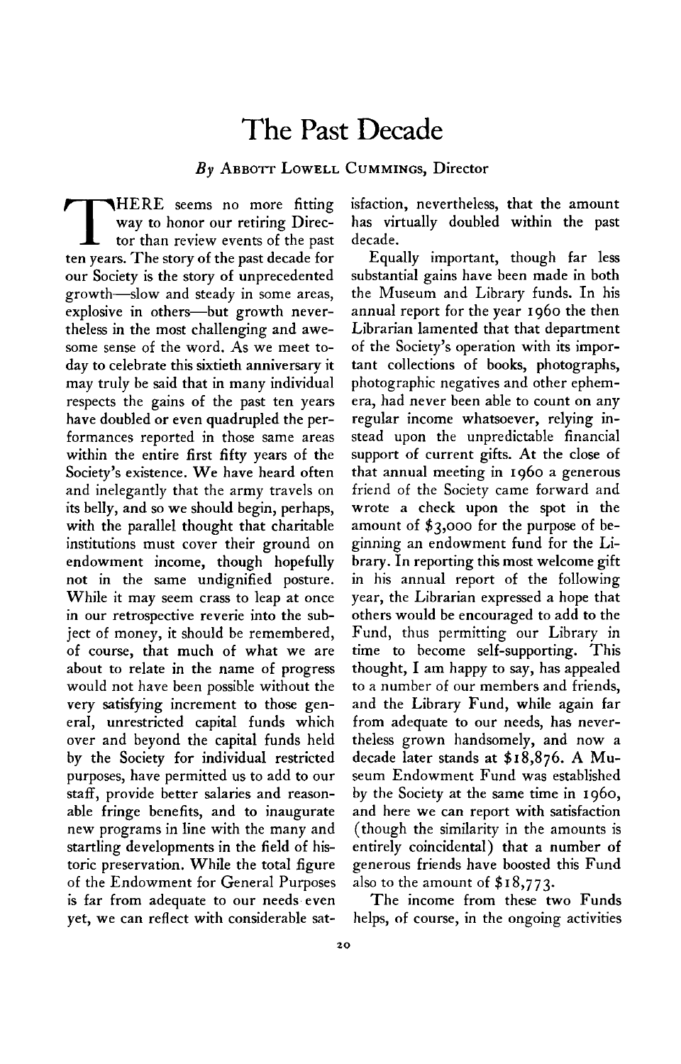# The Past Decade

*By* ABBOTT LOWELL CUMMINGS, Director

THERE seems no more fitting way to honor our retiring Director than review events of the past ten years. The story of the past decade for our Society is the story of unprecedented growth—slow and steady in some areas, explosive in others—but growth nevertheless in the most challenging and awesome sense of the word. As we meet today to celebrate this sixtieth anniversary it may truly be said that in many individual respects the gains of the past ten years have doubled or even quadrupled the performances reported in those same areas within the entire first fifty years of the Society's existence. We have heard often and inelegantly that the army travels on its belly, and so we should begin, perhaps, with the parallel thought that charitable institutions must cover their ground on endowment income, though hopefully not in the same undignified posture. While it may seem crass to leap at once in our retrospective reverie into the subject of money, it should be remembered, of course, that much of what we are about to relate in the name of progress would not have been possible without the very satisfying increment to those general, unrestricted capital funds which over and beyond the capital funds held by the Society for individual restricted purposes, have permitted us to add to our staff, provide better salaries and reasonable fringe benefits, and to inaugurate new programs in line with the many and startling developments in the field of historic preservation. While the total figure of the Endowment for General Purposes is far from adequate to our needs even yet, we can reflect with considerable satisfaction, nevertheless, that the amount has virtually doubled within the past decade.

Equally important, though far less substantial gains have been made in both the Museum and Library funds. In his annual report for the year 1960 the then Librarian lamented that that department of the Society's operation with its important collections of books, photographs, photographic negatives and other ephemera, had never been able to count on any regular income whatsoever, relying instead upon the unpredictable financial support of current gifts. At the close of that annual meeting in 1960 a generous friend of the Society came forward and wrote a check upon the spot in the amount of $3,000 for the purpose of beginning an endowment fund for the Library. In reporting this most welcome gift in his annual report of the following year, the Librarian expressed a hope that others would be encouraged to add to the Fund, thus permitting our Library in time to become self-supporting. This thought, I am happy to say, has appealed to a number of our members and friends, and the Library Fund, while again far from adequate to our needs, has nevertheless grown handsomely, and now a decade later stands at $18,876. A Museum Endowment Fund was established by the Society at the same time in 1960, and here we can report with satisfaction (though the similarity in the amounts is entirely coincidental) that a number of generous friends have boosted this Fund also to the amount of $18,773.

The income from these two Funds helps, of course, in the ongoing activities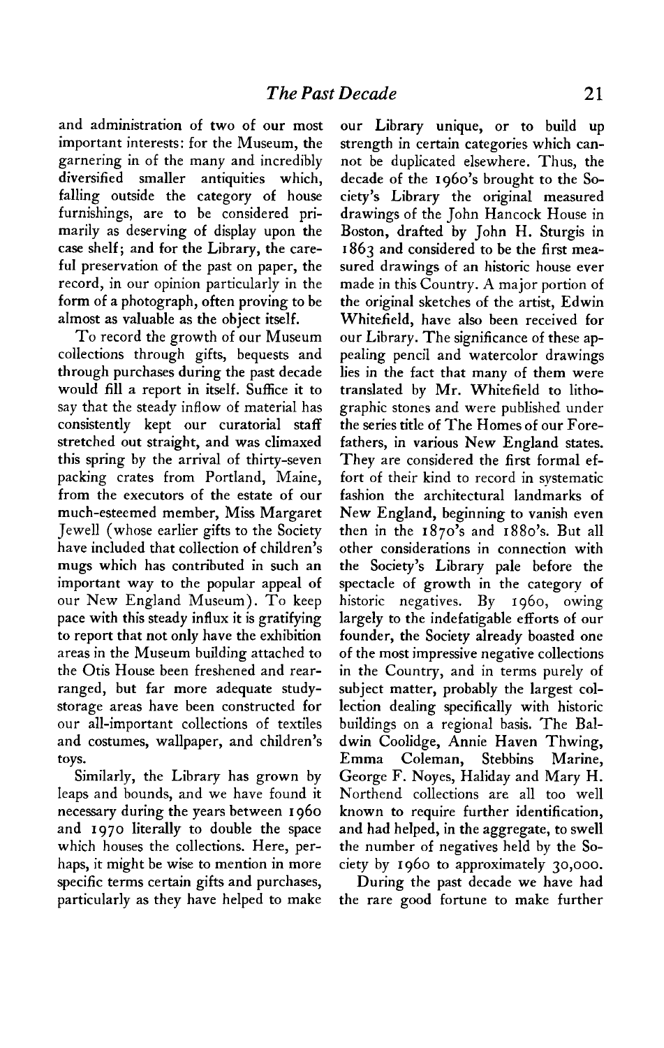and administration of two of our most important interests: for the Museum, the garnering in of the many and incredibly diversified smaller antiquities which, falling outside the category of house furnishings, are to be considered primarily as deserving of display upon the case shelf; and for the Library, the careful preservation of the past on paper, the record, in our opinion particularly in the form of a photograph, often proving to be almost as valuable as the object itself.

To record the growth of our Museum collections through gifts, bequests and through purchases during the past decade would fill a report in itself. Suffice it to say that the steady inflow of material has consistently kept our curatorial staff stretched out straight, and was climaxed this spring by the arrival of thirty-seven packing crates from Portland, Maine, from the executors of the estate of our much-esteemed member, Miss Margaret Jewell (whose earlier gifts to the Society have included that collection of children's mugs which has contributed in such an important way to the popular appeal of our New England Museum). To keep pace with this steady influx it is gratifying to report that not only have the exhibition areas in the Museum building attached to the Otis House been freshened and rearranged, but far more adequate study-storage areas have been constructed for our all-important collections of textiles and costumes, wallpaper, and children's toys.

Similarly, the Library has grown by leaps and bounds, and we have found it necessary during the years between 1960 and 1970 literally to double the space which houses the collections. Here, perhaps, it might be wise to mention in more specific terms certain gifts and purchases, particularly as they have helped to make our Library unique, or to build up strength in certain categories which cannot be duplicated elsewhere. Thus, the decade of the 1960's brought to the Society's Library the original measured drawings of the John Hancock House in Boston, drafted by John H. Sturgis in 1863 and considered to be the first measured drawings of an historic house ever made in this Country. A major portion of the original sketches of the artist, Edwin Whitefield, have also been received for our Library. The significance of these appealing pencil and watercolor drawings lies in the fact that many of them were translated by Mr. Whitefield to lithographic stones and were published under the series title of The Homes of our Forefathers, in various New England states. They are considered the first formal effort of their kind to record in systematic fashion the architectural landmarks of New England, beginning to vanish even then in the 1870's and 1880's. But all other considerations in connection with the Society's Library pale before the spectacle of growth in the category of historic negatives. By 1960, owing largely to the indefatigable efforts of our founder, the Society already boasted one of the most impressive negative collections in the Country, and in terms purely of subject matter, probably the largest collection dealing specifically with historic buildings on a regional basis. The Baldwin Coolidge, Annie Haven Thwing, Emma Coleman, Stebbins Marine, George F. Noyes, Haliday and Mary H. Northend collections are all too well known to require further identification, and had helped, in the aggregate, to swell the number of negatives held by the Society by 1960 to approximately 30,000.

During the past decade we have had the rare good fortune to make further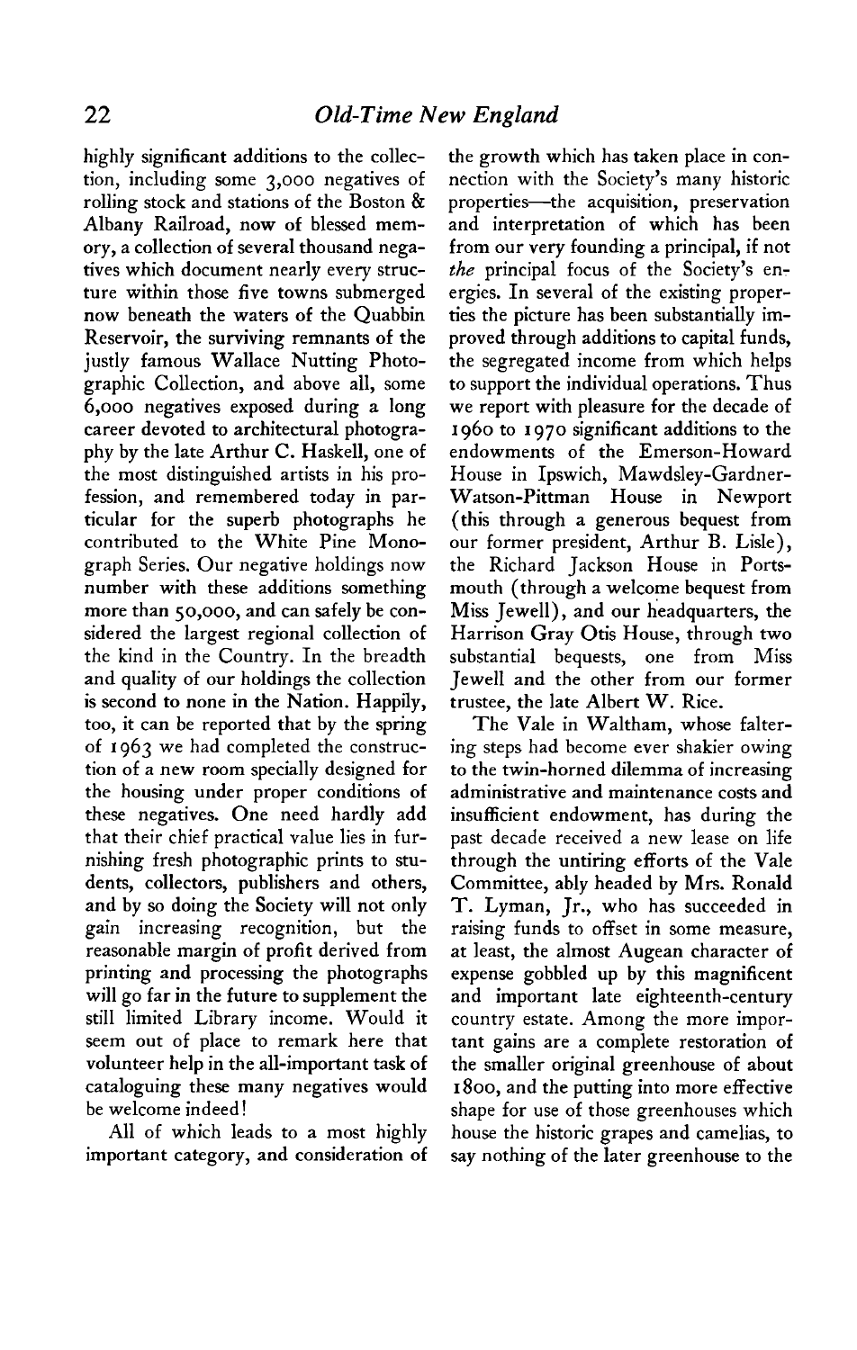highly significant additions to the collection, including some 3,000 negatives of rolling stock and stations of the Boston & Albany Railroad, now of blessed memory, a collection of several thousand negatives which document nearly every structure within those five towns submerged now beneath the waters of the Quabbin Reservoir, the surviving remnants of the justly famous Wallace Nutting Photographic Collection, and above all, some 6,000 negatives exposed during a long career devoted to architectural photography by the late Arthur C. Haskell, one of the most distinguished artists in his profession, and remembered today in particular for the superb photographs he contributed to the White Pine Monograph Series. Our negative holdings now number with these additions something more than 50,000, and can safely be considered the largest regional collection of the kind in the Country. In the breadth and quality of our holdings the collection is second to none in the Nation. Happily, too, it can be reported that by the spring of 1963 we had completed the construction of a new room specially designed for the housing under proper conditions of these negatives. One need hardly add that their chief practical value lies in furnishing fresh photographic prints to students, collectors, publishers and others, and by so doing the Society will not only gain increasing recognition, but the reasonable margin of profit derived from printing and processing the photographs will go far in the future to supplement the still limited Library income. Would it seem out of place to remark here that volunteer help in the all-important task of cataloguing these many negatives would be welcome indeed!

All of which leads to a most highly important category, and consideration of the growth which has taken place in connection with the Society's many historic properties—the acquisition, preservation and interpretation of which has been from our very founding a principal, if not *the* principal focus of the Society's energies. In several of the existing properties the picture has been substantially improved through additions to capital funds, the segregated income from which helps to support the individual operations. Thus we report with pleasure for the decade of 1960 to 1970 significant additions to the endowments of the Emerson-Howard House in Ipswich, Mawdsley-Gardner-Watson-Pittman House in Newport (this through a generous bequest from our former president, Arthur B. Lisle), the Richard Jackson House in Portsmouth (through a welcome bequest from Miss Jewell), and our headquarters, the Harrison Gray Otis House, through two substantial bequests, one from Miss Jewell and the other from our former trustee, the late Albert W. Rice.

The Vale in Waltham, whose faltering steps had become ever shakier owing to the twin-horned dilemma of increasing administrative and maintenance costs and insufficient endowment, has during the past decade received a new lease on life through the untiring efforts of the Vale Committee, ably headed by Mrs. Ronald T. Lyman, Jr., who has succeeded in raising funds to offset in some measure, at least, the almost Augean character of expense gobbled up by this magnificent and important late eighteenth-century country estate. Among the more important gains are a complete restoration of the smaller original greenhouse of about 1800, and the putting into more effective shape for use of those greenhouses which house the historic grapes and camelias, to say nothing of the later greenhouse to the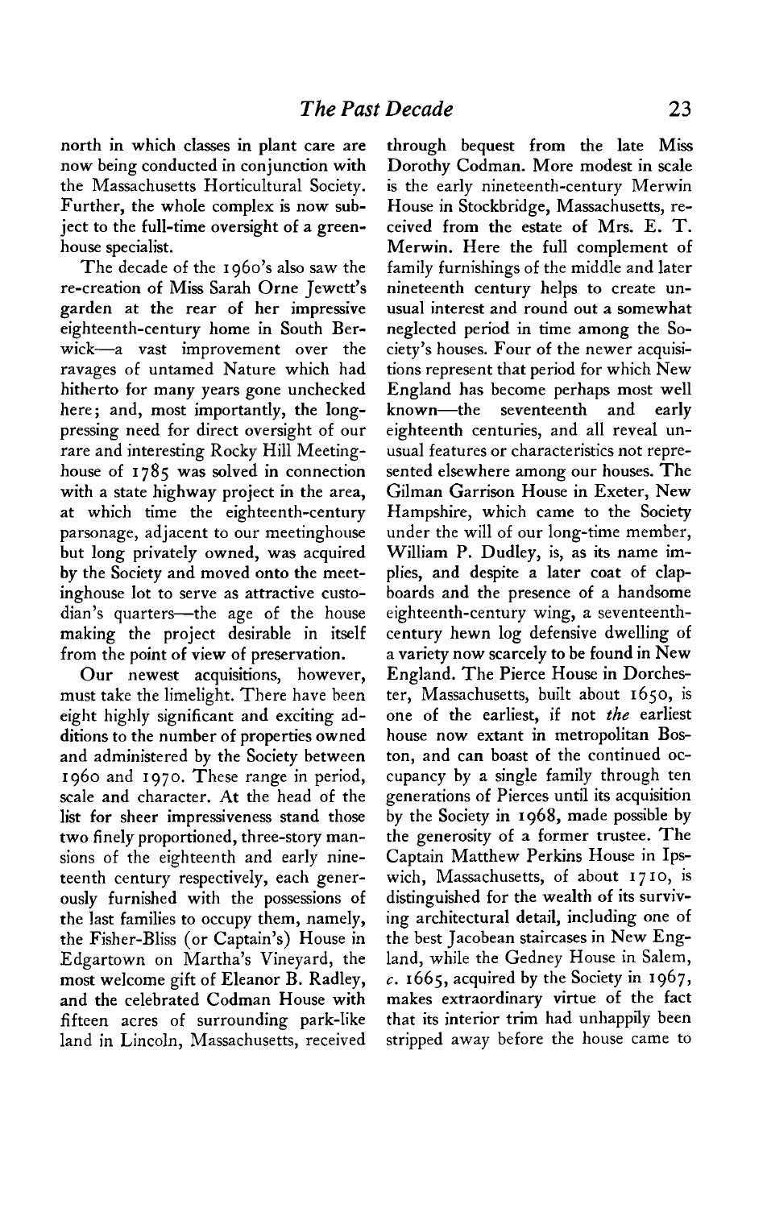north in which classes in plant care are now being conducted in conjunction with the Massachusetts Horticultural Society. Further, the whole complex is now subject to the full-time oversight of a greenhouse specialist.

The decade of the 1960's also saw the re-creation of Miss Sarah Orne Jewett's garden at the rear of her impressive eighteenth-century home in South Berwick—a vast improvement over the ravages of untamed Nature which had hitherto for many years gone unchecked here; and, most importantly, the long-pressing need for direct oversight of our rare and interesting Rocky Hill Meetinghouse of 1785 was solved in connection with a state highway project in the area, at which time the eighteenth-century parsonage, adjacent to our meetinghouse but long privately owned, was acquired by the Society and moved onto the meetinghouse lot to serve as attractive custodian's quarters—the age of the house making the project desirable in itself from the point of view of preservation.

Our newest acquisitions, however, must take the limelight. There have been eight highly significant and exciting additions to the number of properties owned and administered by the Society between 1960 and 1970. These range in period, scale and character. At the head of the list for sheer impressiveness stand those two finely proportioned, three-story mansions of the eighteenth and early nineteenth century respectively, each generously furnished with the possessions of the last families to occupy them, namely, the Fisher-Bliss (or Captain's) House in Edgartown on Martha's Vineyard, the most welcome gift of Eleanor B. Radley, and the celebrated Codman House with fifteen acres of surrounding park-like land in Lincoln, Massachusetts, received through bequest from the late Miss Dorothy Codman. More modest in scale is the early nineteenth-century Merwin House in Stockbridge, Massachusetts, received from the estate of Mrs. E. T. Merwin. Here the full complement of family furnishings of the middle and later nineteenth century helps to create unusual interest and round out a somewhat neglected period in time among the Society's houses. Four of the newer acquisitions represent that period for which New England has become perhaps most well known—the seventeenth and early eighteenth centuries, and all reveal unusual features or characteristics not represented elsewhere among our houses. The Gilman Garrison House in Exeter, New Hampshire, which came to the Society under the will of our long-time member, William P. Dudley, is, as its name implies, and despite a later coat of clapboards and the presence of a handsome eighteenth-century wing, a seventeenth-century hewn log defensive dwelling of a variety now scarcely to be found in New England. The Pierce House in Dorchester, Massachusetts, built about 1650, is one of the earliest, if not *the* earliest house now extant in metropolitan Boston, and can boast of the continued occupancy by a single family through ten generations of Pierces until its acquisition by the Society in 1968, made possible by the generosity of a former trustee. The Captain Matthew Perkins House in Ipswich, Massachusetts, of about 1710, is distinguished for the wealth of its surviving architectural detail, including one of the best Jacobean staircases in New England, while the Gedney House in Salem, *c.* 1665, acquired by the Society in 1967, makes extraordinary virtue of the fact that its interior trim had unhappily been stripped away before the house came to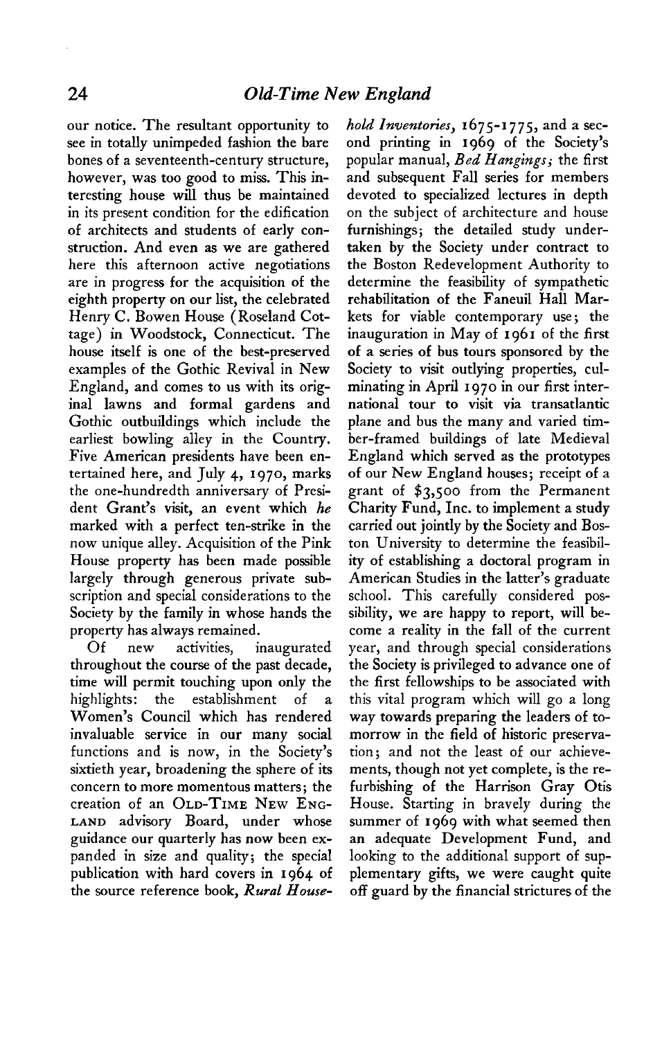our notice. The resultant opportunity to see in totally unimpeded fashion the bare bones of a seventeenth-century structure, however, was too good to miss. This interesting house will thus be maintained in its present condition for the edification of architects and students of early construction. And even as we are gathered here this afternoon active negotiations are in progress for the acquisition of the eighth property on our list, the celebrated Henry C. Bowen House (Roseland Cottage) in Woodstock, Connecticut. The house itself is one of the best-preserved examples of the Gothic Revival in New England, and comes to us with its original lawns and formal gardens and Gothic outbuildings which include the earliest bowling alley in the Country. Five American presidents have been entertained here, and July 4, 1970, marks the one-hundredth anniversary of President Grant's visit, an event which *he* marked with a perfect ten-strike in the now unique alley. Acquisition of the Pink House property has been made possible largely through generous private subscription and special considerations to the Society by the family in whose hands the property has always remained.

Of new activities, inaugurated throughout the course of the past decade, time will permit touching upon only the highlights: the establishment of a Women's Council which has rendered invaluable service in our many social functions and is now, in the Society's sixtieth year, broadening the sphere of its concern to more momentous matters; the creation of an OLD-TIME NEW ENGLAND advisory Board, under whose guidance our quarterly has now been expanded in size and quality; the special publication with hard covers in 1964 of the source reference book, *Rural Household Inventories*, 1675-1775, and a second printing in 1969 of the Society's popular manual, *Bed Hangings*; the first and subsequent Fall series for members devoted to specialized lectures in depth on the subject of architecture and house furnishings; the detailed study undertaken by the Society under contract to the Boston Redevelopment Authority to determine the feasibility of sympathetic rehabilitation of the Faneuil Hall Markets for viable contemporary use; the inauguration in May of 1961 of the first of a series of bus tours sponsored by the Society to visit outlying properties, culminating in April 1970 in our first international tour to visit via transatlantic plane and bus the many and varied timber-framed buildings of late Medieval England which served as the prototypes of our New England houses; receipt of a grant of $3,500 from the Permanent Charity Fund, Inc. to implement a study carried out jointly by the Society and Boston University to determine the feasibility of establishing a doctoral program in American Studies in the latter's graduate school. This carefully considered possibility, we are happy to report, will become a reality in the fall of the current year, and through special considerations the Society is privileged to advance one of the first fellowships to be associated with this vital program which will go a long way towards preparing the leaders of tomorrow in the field of historic preservation; and not the least of our achievements, though not yet complete, is the refurbishing of the Harrison Gray Otis House. Starting in bravely during the summer of 1969 with what seemed then an adequate Development Fund, and looking to the additional support of supplementary gifts, we were caught quite off guard by the financial strictures of the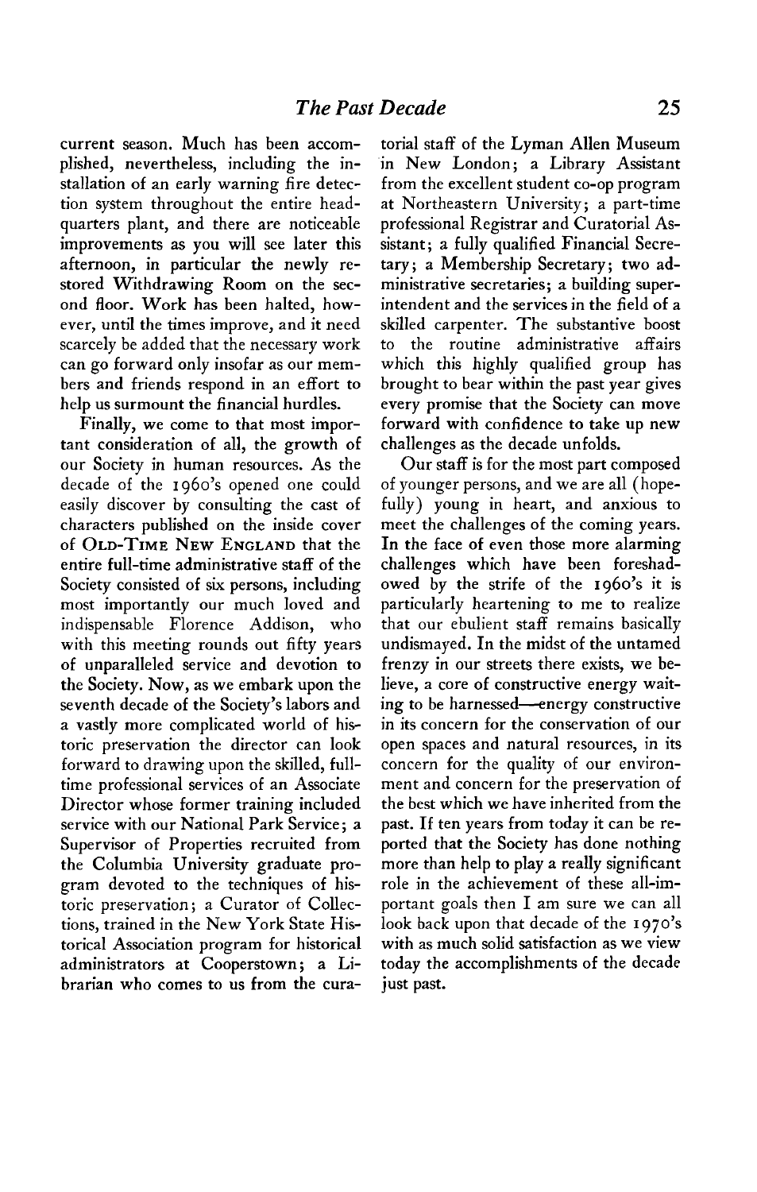current season. Much has been accomplished, nevertheless, including the installation of an early warning fire detection system throughout the entire headquarters plant, and there are noticeable improvements as you will see later this afternoon, in particular the newly restored Withdrawing Room on the second floor. Work has been halted, however, until the times improve, and it need scarcely be added that the necessary work can go forward only insofar as our members and friends respond in an effort to help us surmount the financial hurdles.

Finally, we come to that most important consideration of all, the growth of our Society in human resources. As the decade of the 1960's opened one could easily discover by consulting the cast of characters published on the inside cover of OLD-TIME NEW ENGLAND that the entire full-time administrative staff of the Society consisted of six persons, including most importantly our much loved and indispensable Florence Addison, who with this meeting rounds out fifty years of unparalleled service and devotion to the Society. Now, as we embark upon the seventh decade of the Society's labors and a vastly more complicated world of historic preservation the director can look forward to drawing upon the skilled, full-time professional services of an Associate Director whose former training included service with our National Park Service; a Supervisor of Properties recruited from the Columbia University graduate program devoted to the techniques of historic preservation; a Curator of Collections, trained in the New York State Historical Association program for historical administrators at Cooperstown; a Librarian who comes to us from the curatorial staff of the Lyman Allen Museum in New London; a Library Assistant from the excellent student co-op program at Northeastern University; a part-time professional Registrar and Curatorial Assistant; a fully qualified Financial Secretary; a Membership Secretary; two administrative secretaries; a building superintendent and the services in the field of a skilled carpenter. The substantive boost to the routine administrative affairs which this highly qualified group has brought to bear within the past year gives every promise that the Society can move forward with confidence to take up new challenges as the decade unfolds.

Our staff is for the most part composed of younger persons, and we are all (hopefully) young in heart, and anxious to meet the challenges of the coming years. In the face of even those more alarming challenges which have been foreshadowed by the strife of the 1960's it is particularly heartening to me to realize that our ebulient staff remains basically undismayed. In the midst of the untamed frenzy in our streets there exists, we believe, a core of constructive energy waiting to be harnessed—energy constructive in its concern for the conservation of our open spaces and natural resources, in its concern for the quality of our environment and concern for the preservation of the best which we have inherited from the past. If ten years from today it can be reported that the Society has done nothing more than help to play a really significant role in the achievement of these all-important goals then I am sure we can all look back upon that decade of the 1970's with as much solid satisfaction as we view today the accomplishments of the decade just past.